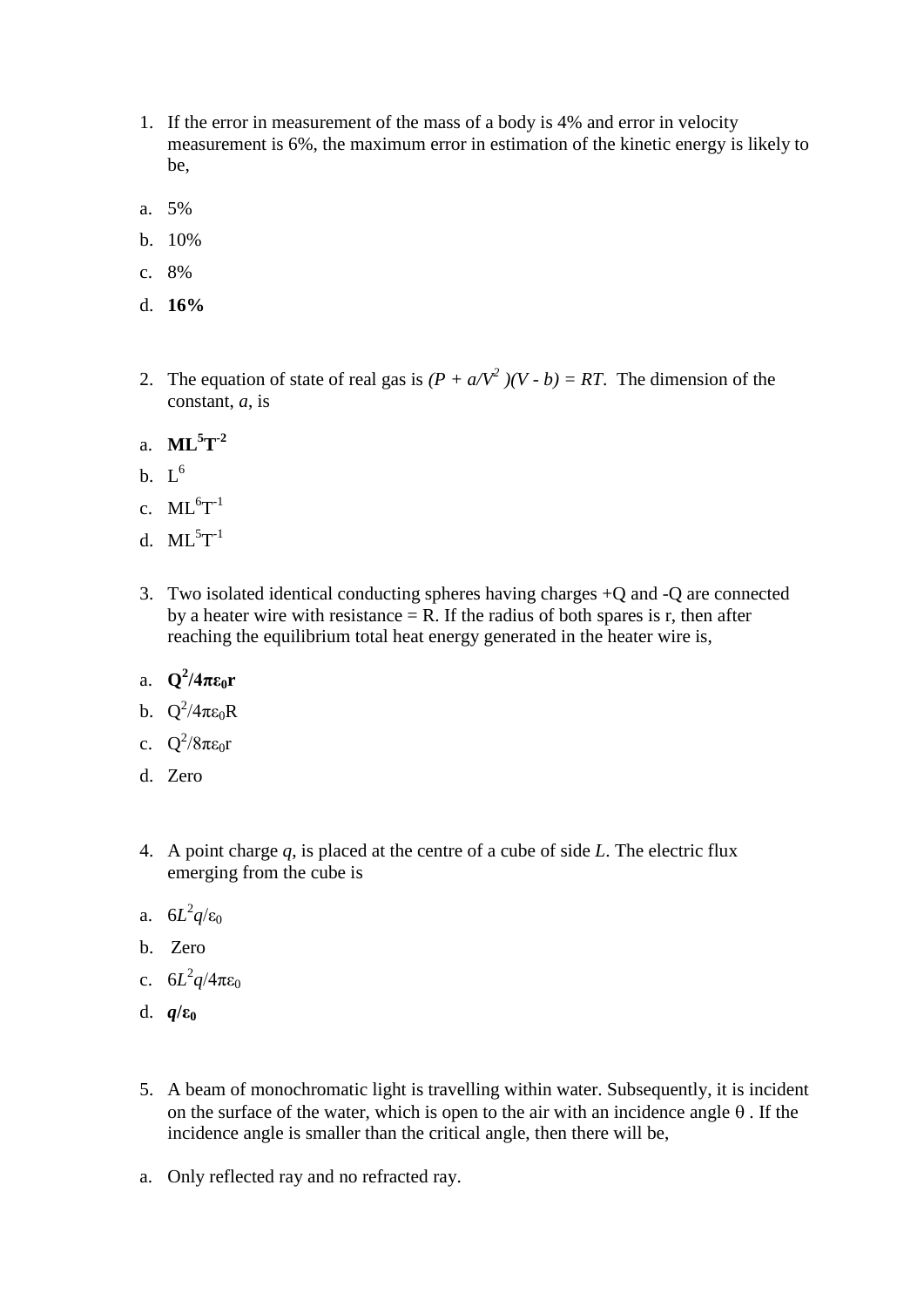1. If the error in measurement of the mass of a body is 4% and error in velocity measurement is 6%, the maximum error in estimation of the kinetic energy is likely to be,

a. 5%

b. 10%

c. 8%

d. **16%**

2. The equation of state of real gas is $(P + a/V^2)(V - b) = RT$. The dimension of the constant, $a$, is

a. $\mathbf{ML^5T^{-2}}$

b. $L^6$

c. $ML^6T^{-1}$

d. $ML^5T^{-1}$

3. Two isolated identical conducting spheres having charges +Q and -Q are connected by a heater wire with resistance = R. If the radius of both spares is r, then after reaching the equilibrium total heat energy generated in the heater wire is,

a. $\mathbf{Q^2/4\pi\varepsilon_0 r}$

b. $Q^2/4\pi\varepsilon_0 R$

c. $Q^2/8\pi\varepsilon_0 r$

d. Zero

4. A point charge $q$, is placed at the centre of a cube of side $L$. The electric flux emerging from the cube is

a. $6L^2q/\varepsilon_0$

b. Zero

c. $6L^2q/4\pi\varepsilon_0$

d. $\mathbf{q/\varepsilon_0}$

5. A beam of monochromatic light is travelling within water. Subsequently, it is incident on the surface of the water, which is open to the air with an incidence angle $\theta$ . If the incidence angle is smaller than the critical angle, then there will be,

a. Only reflected ray and no refracted ray.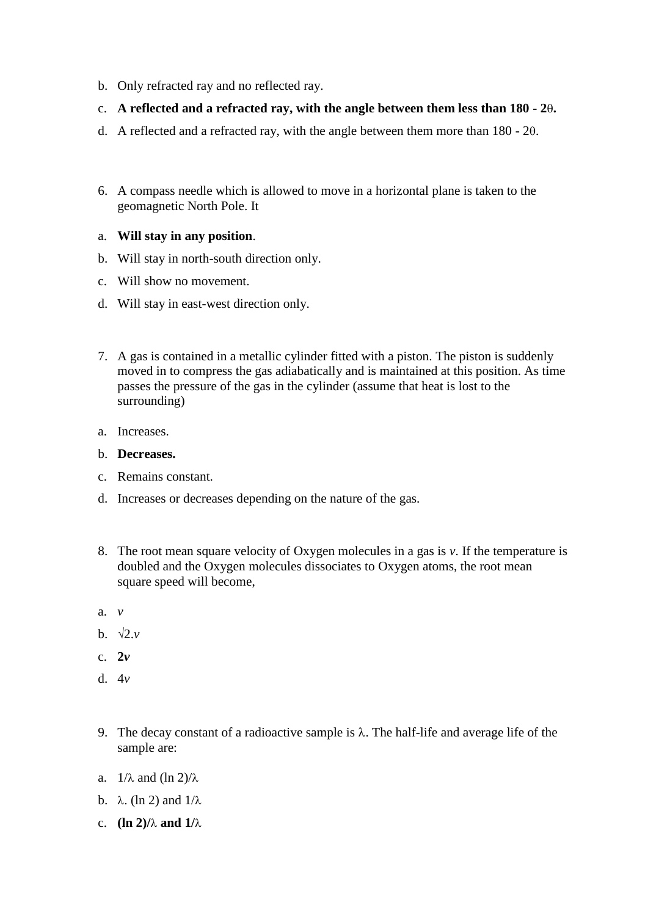b. Only refracted ray and no reflected ray.

c. **A reflected and a refracted ray, with the angle between them less than 180 - 2θ.**

d. A reflected and a refracted ray, with the angle between them more than 180 - 2θ.

6. A compass needle which is allowed to move in a horizontal plane is taken to the geomagnetic North Pole. It

a. **Will stay in any position**.

b. Will stay in north-south direction only.

c. Will show no movement.

d. Will stay in east-west direction only.

7. A gas is contained in a metallic cylinder fitted with a piston. The piston is suddenly moved in to compress the gas adiabatically and is maintained at this position. As time passes the pressure of the gas in the cylinder (assume that heat is lost to the surrounding)

a. Increases.

b. **Decreases.**

c. Remains constant.

d. Increases or decreases depending on the nature of the gas.

8. The root mean square velocity of Oxygen molecules in a gas is $v$. If the temperature is doubled and the Oxygen molecules dissociates to Oxygen atoms, the root mean square speed will become,

a. $v$

b. $\sqrt{2}.v$

c. **$2v$**

d. $4v$

9. The decay constant of a radioactive sample is $\lambda$. The half-life and average life of the sample are:

a. $1/\lambda$ and $(\ln 2)/\lambda$

b. $\lambda.(\ln 2)$ and $1/\lambda$

c. **$(\ln 2)/\lambda$ and $1/\lambda$**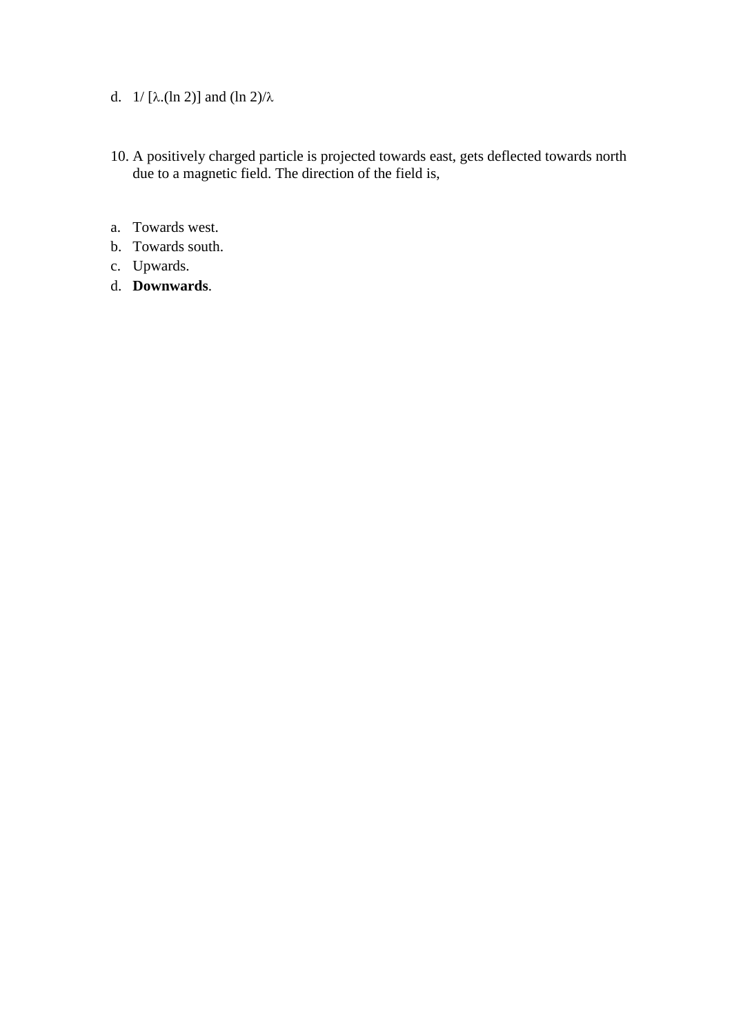d. $1/[\lambda.(\ln 2)]$ and $(\ln 2)/\lambda$

10. A positively charged particle is projected towards east, gets deflected towards north due to a magnetic field. The direction of the field is,

a. Towards west.
b. Towards south.
c. Upwards.
d. **Downwards**.